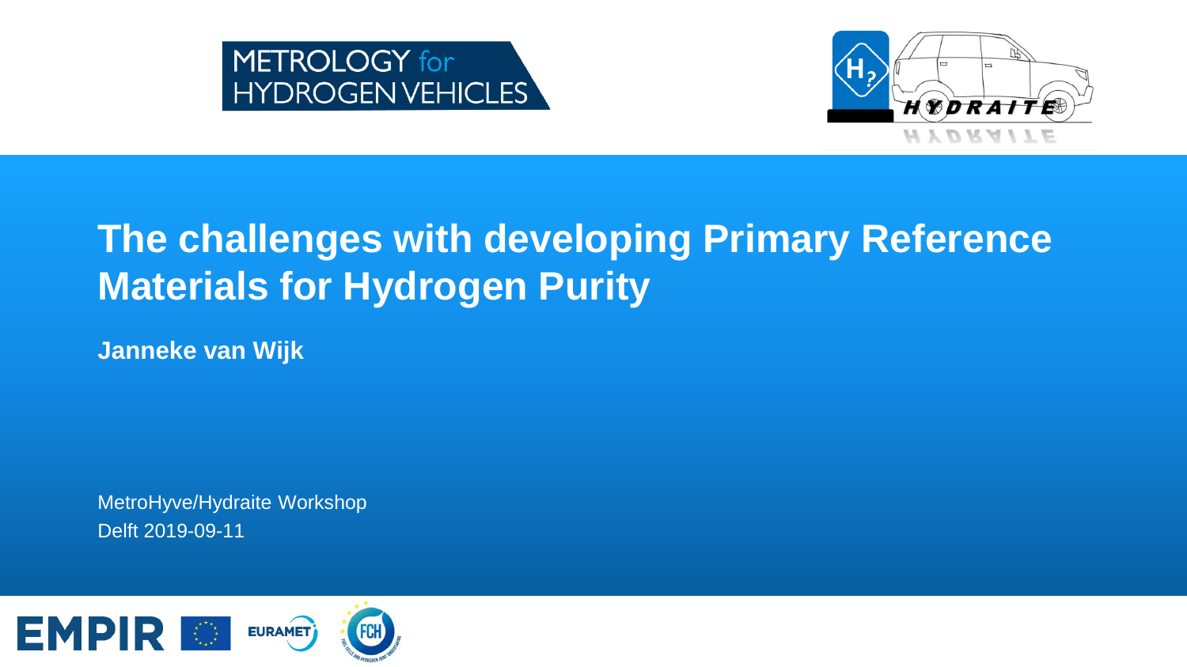METROLOGY for HYDROGEN VEHICLES

HYDRAITE

# The challenges with developing Primary Reference Materials for Hydrogen Purity

**Janneke van Wijk**

MetroHyve/Hydraite Workshop
Delft 2019-09-11

EMPIR EURAMET FCH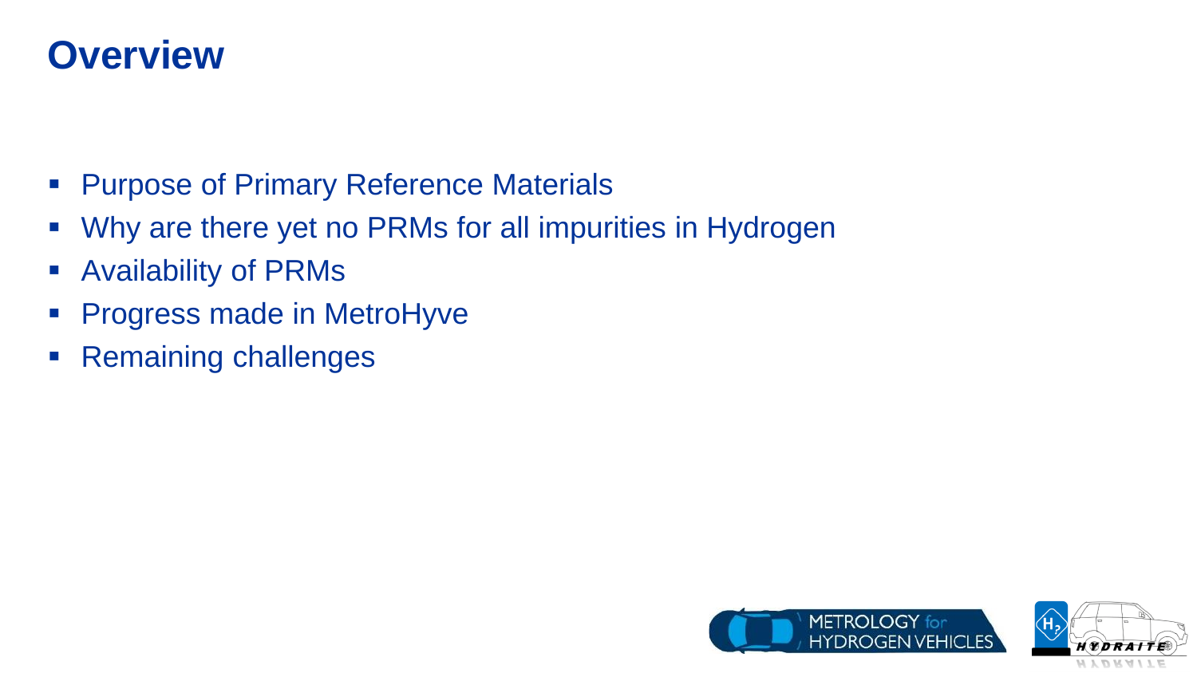# Overview

- Purpose of Primary Reference Materials
- Why are there yet no PRMs for all impurities in Hydrogen
- Availability of PRMs
- Progress made in MetroHyve
- Remaining challenges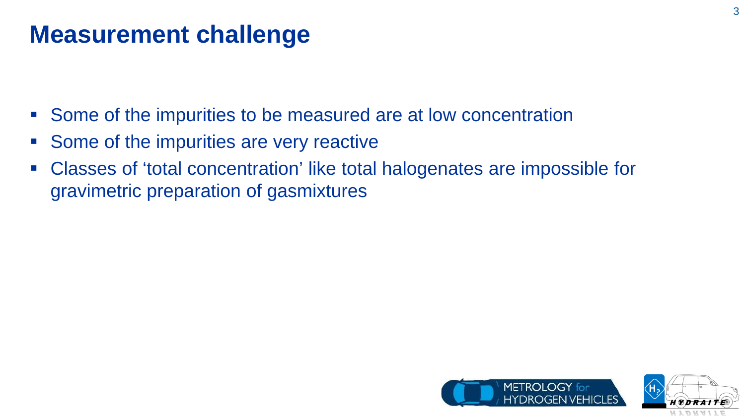# Measurement challenge

- Some of the impurities to be measured are at low concentration
- Some of the impurities are very reactive
- Classes of ‘total concentration’ like total halogenates are impossible for gravimetric preparation of gasmixtures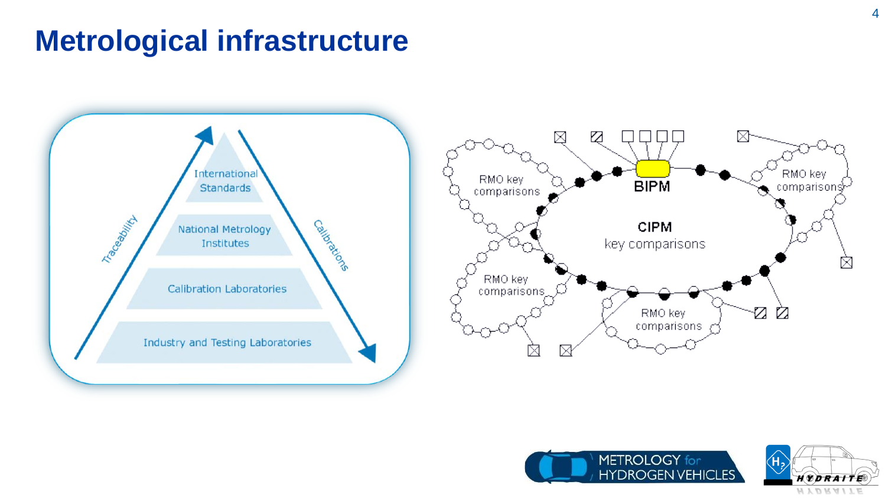# Metrological infrastructure

International Standards

National Metrology Institutes

Calibration Laboratories

Industry and Testing Laboratories

Traceability

Calibrations

BIPM

CIPM key comparisons

RMO key comparisons

RMO key comparisons

RMO key comparisons

RMO key comparisons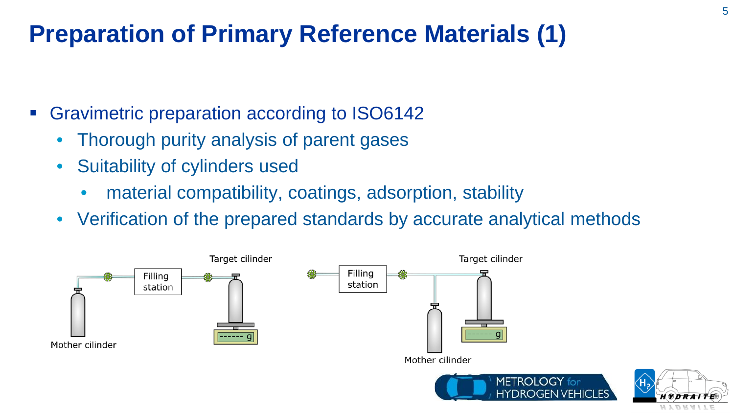# Preparation of Primary Reference Materials (1)

- Gravimetric preparation according to ISO6142
  - Thorough purity analysis of parent gases
  - Suitability of cylinders used
    - material compatibility, coatings, adsorption, stability
  - Verification of the prepared standards by accurate analytical methods

Target cilinder

Filling station

Mother cilinder

Target cilinder

Filling station

Mother cilinder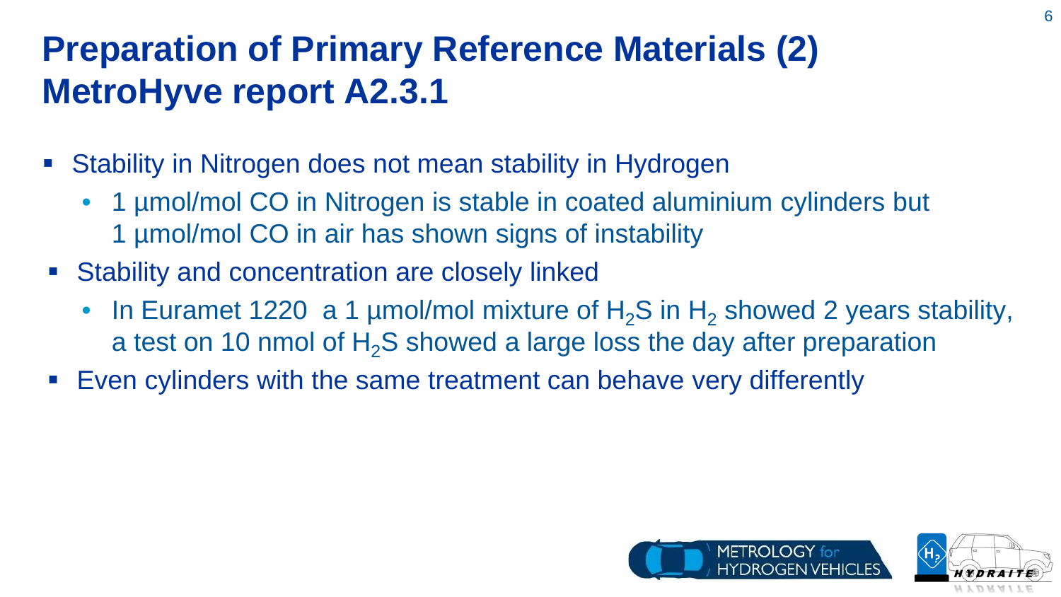# Preparation of Primary Reference Materials (2) MetroHyve report A2.3.1

- Stability in Nitrogen does not mean stability in Hydrogen
  - 1 µmol/mol CO in Nitrogen is stable in coated aluminium cylinders but 1 µmol/mol CO in air has shown signs of instability
- Stability and concentration are closely linked
  - In Euramet 1220 a 1 µmol/mol mixture of $H_2S$ in $H_2$ showed 2 years stability, a test on 10 nmol of $H_2S$ showed a large loss the day after preparation
- Even cylinders with the same treatment can behave very differently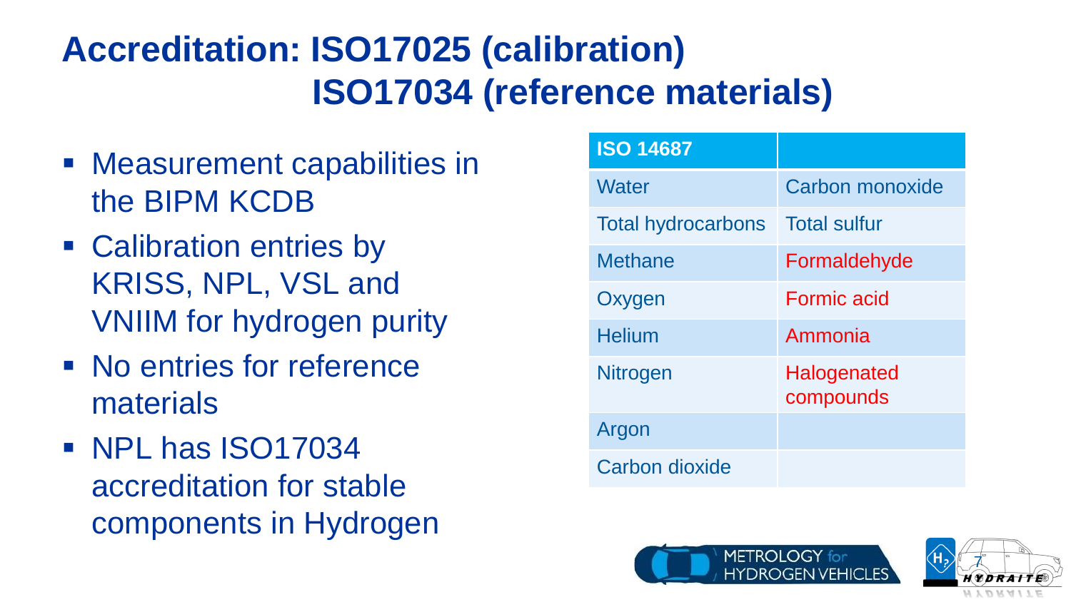# Accreditation: ISO17025 (calibration) ISO17034 (reference materials)

- Measurement capabilities in the BIPM KCDB
- Calibration entries by KRISS, NPL, VSL and VNIIM for hydrogen purity
- No entries for reference materials
- NPL has ISO17034 accreditation for stable components in Hydrogen

| ISO 14687 | |
|---|---|
| Water | Carbon monoxide |
| Total hydrocarbons | Total sulfur |
| Methane | Formaldehyde |
| Oxygen | Formic acid |
| Helium | Ammonia |
| Nitrogen | Halogenated compounds |
| Argon | |
| Carbon dioxide | |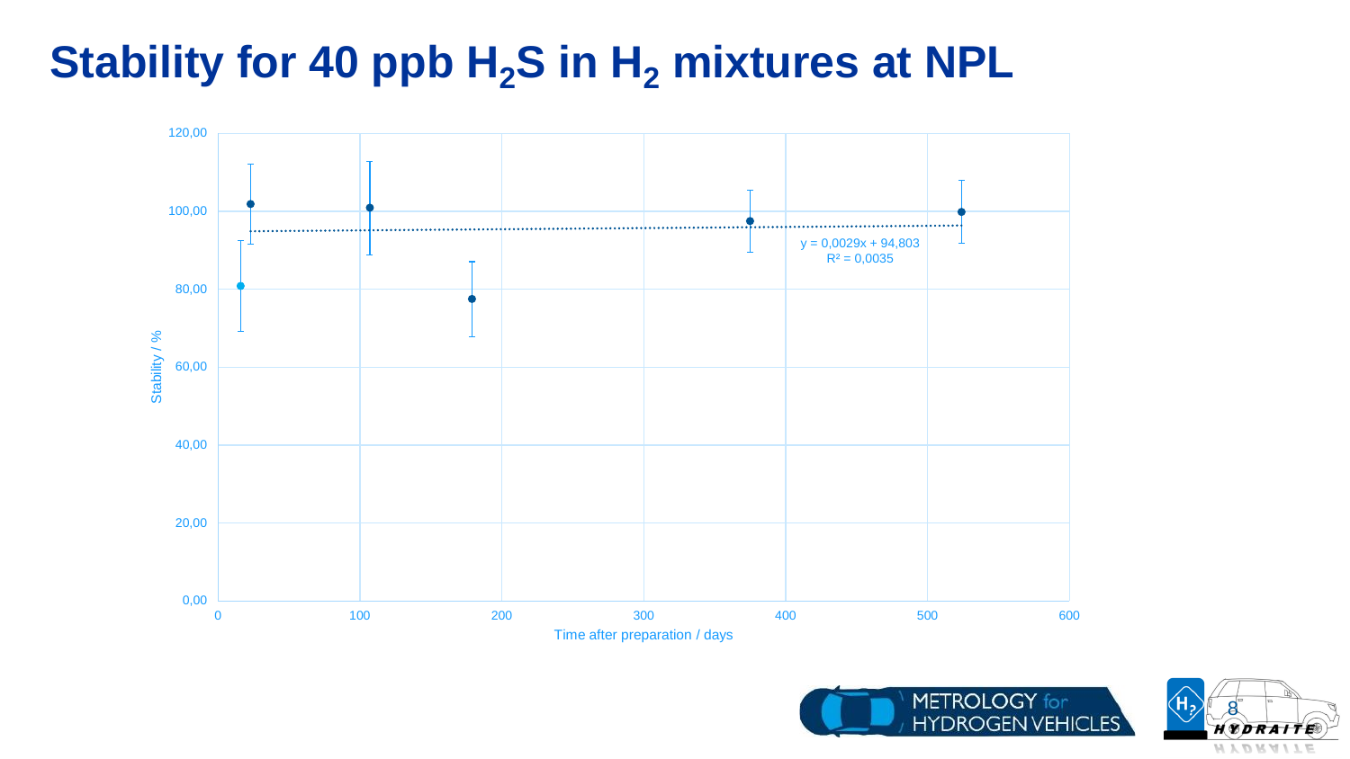# Stability for 40 ppb $H_2S$ in $H_2$ mixtures at NPL

Stability / %

y = 0,0029x + 94,803

$R^2$ = 0,0035

Time after preparation / days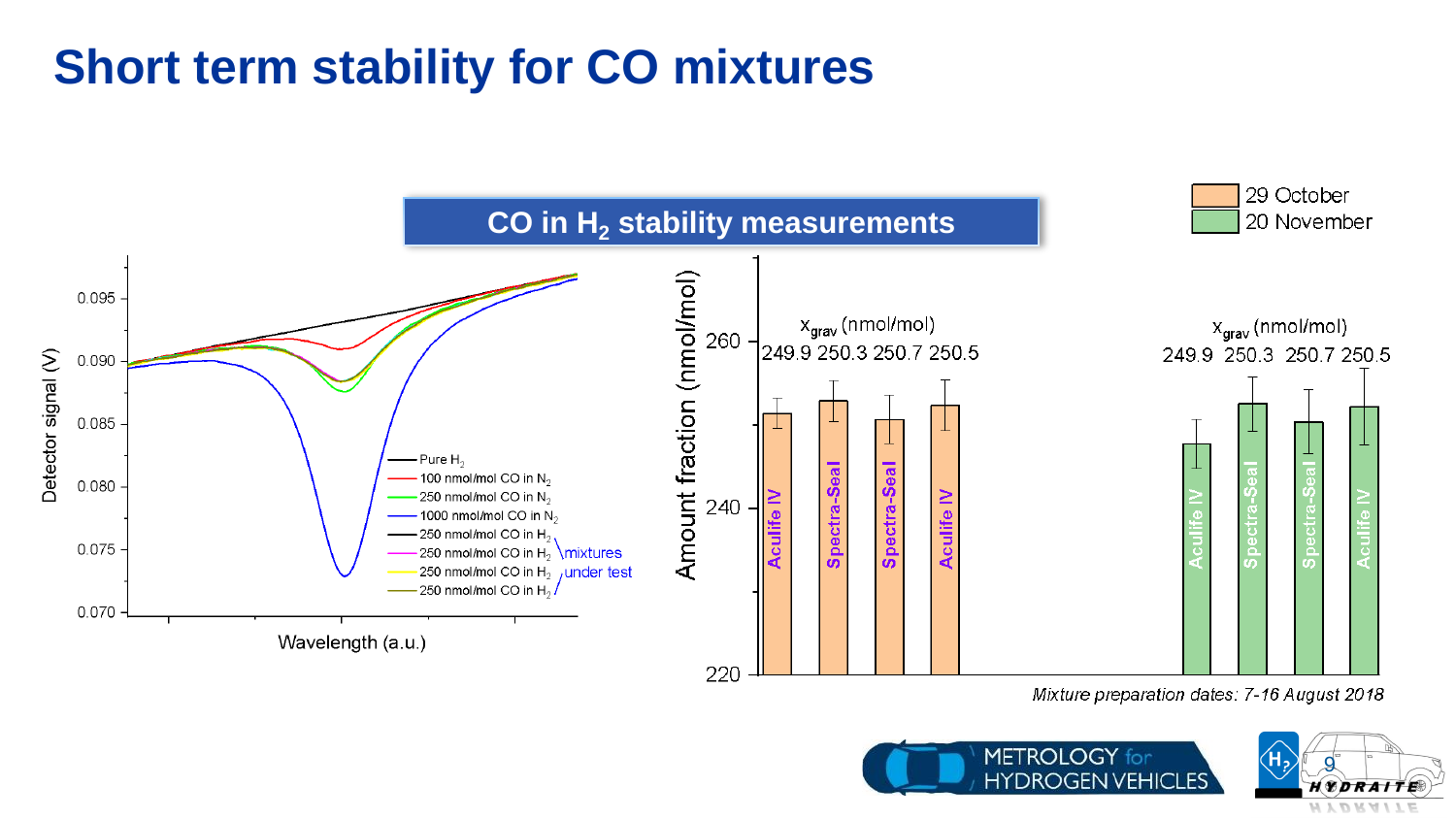# Short term stability for CO mixtures

## CO in $H_2$ stability measurements

Detector signal (V) vs. Wavelength (a.u.)

- Pure $H_2$
- 100 nmol/mol CO in $N_2$
- 250 nmol/mol CO in $N_2$
- 1000 nmol/mol CO in $N_2$
- 250 nmol/mol CO in $H_2$ (mixtures under test)
- 250 nmol/mol CO in $H_2$ (mixtures under test)
- 250 nmol/mol CO in $H_2$ (mixtures under test)
- 250 nmol/mol CO in $H_2$ (mixtures under test)

Amount fraction (nmol/mol)

Legend: 29 October, 20 November

| | Aculife IV | Spectra-Seal | Spectra-Seal | Aculife IV |
|---|---|---|---|---|
| $x_{grav}$ (nmol/mol) | 249.9 | 250.3 | 250.7 | 250.5 |

*Mixture preparation dates: 7-16 August 2018*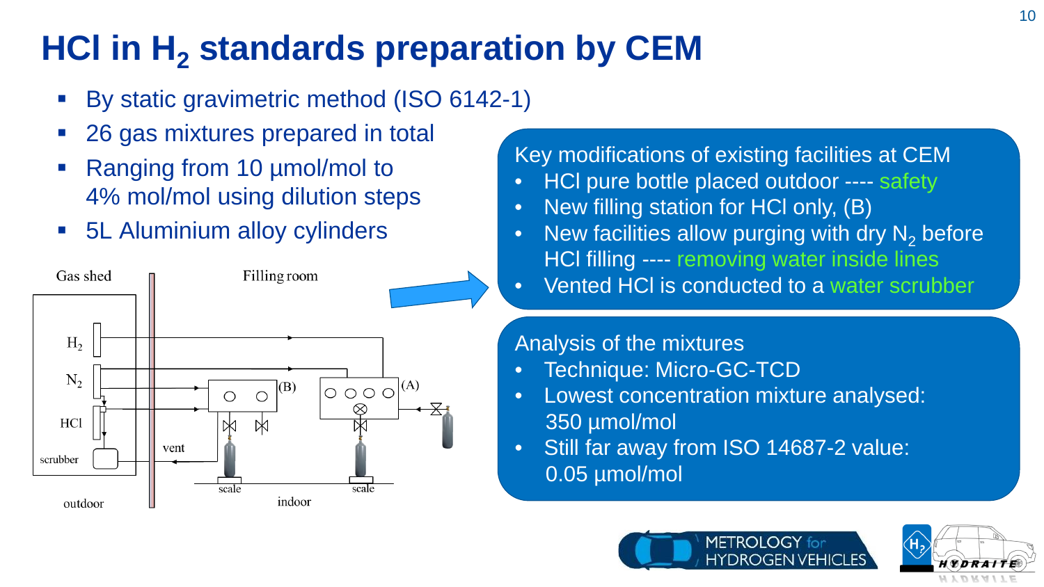# $HCl$ in $H_2$ standards preparation by CEM

- By static gravimetric method (ISO 6142-1)
- 26 gas mixtures prepared in total
- Ranging from 10 µmol/mol to 4% mol/mol using dilution steps
- 5L Aluminium alloy cylinders

Gas shed | Filling room

$H_2$, $N_2$, $HCl$, scrubber, vent, (B), (A), scale, scale

outdoor | indoor

Key modifications of existing facilities at CEM

- $HCl$ pure bottle placed outdoor ---- safety
- New filling station for $HCl$ only, (B)
- New facilities allow purging with dry $N_2$ before $HCl$ filling ---- removing water inside lines
- Vented $HCl$ is conducted to a water scrubber

Analysis of the mixtures

- Technique: Micro-GC-TCD
- Lowest concentration mixture analysed: 350 µmol/mol
- Still far away from ISO 14687-2 value: 0.05 µmol/mol

METROLOGY for HYDROGEN VEHICLES

HYDRAITE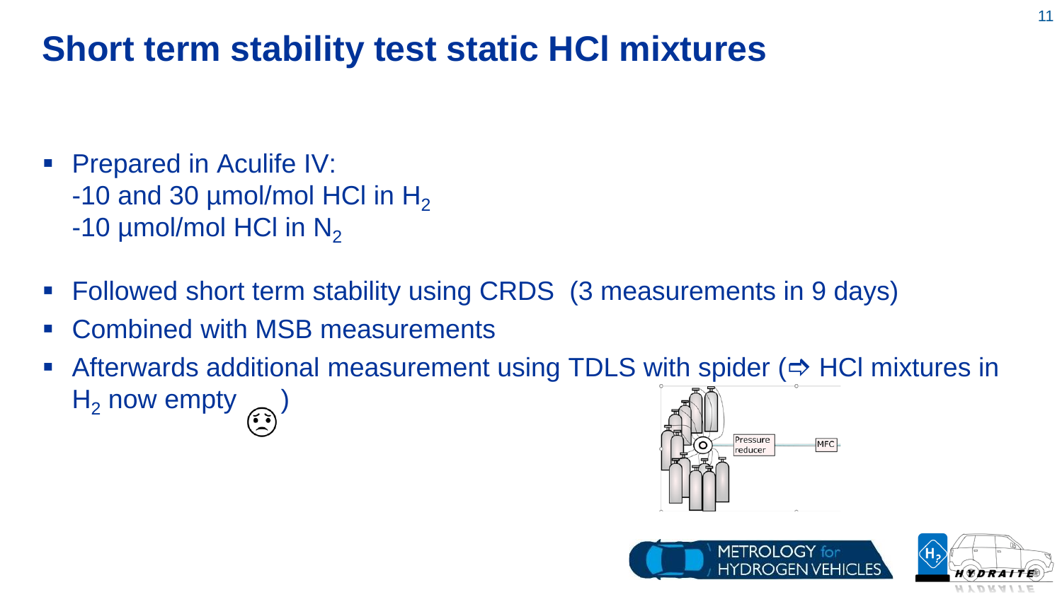# Short term stability test static HCl mixtures

- Prepared in Aculife IV:
  -10 and 30 µmol/mol HCl in $H_2$
  -10 µmol/mol HCl in $N_2$
- Followed short term stability using CRDS (3 measurements in 9 days)
- Combined with MSB measurements
- Afterwards additional measurement using TDLS with spider (⇨ HCl mixtures in $H_2$ now empty 😟)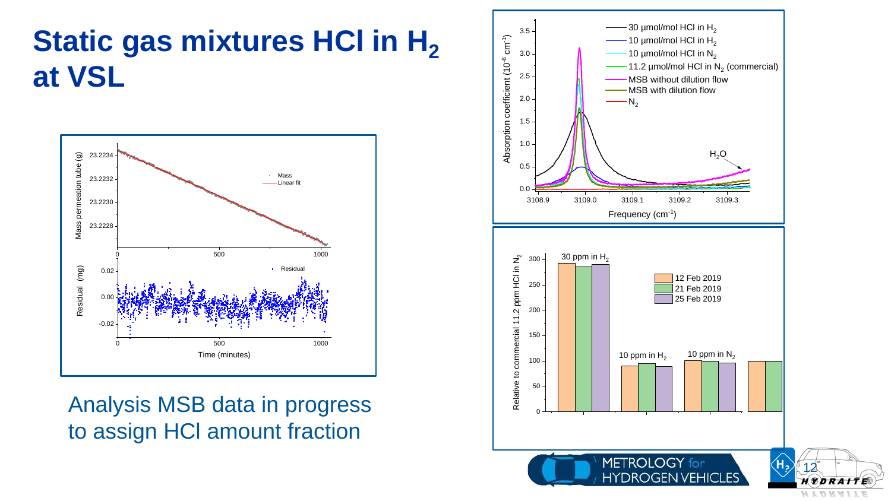# Static gas mixtures HCl in $H_2$ at VSL

Analysis MSB data in progress to assign HCl amount fraction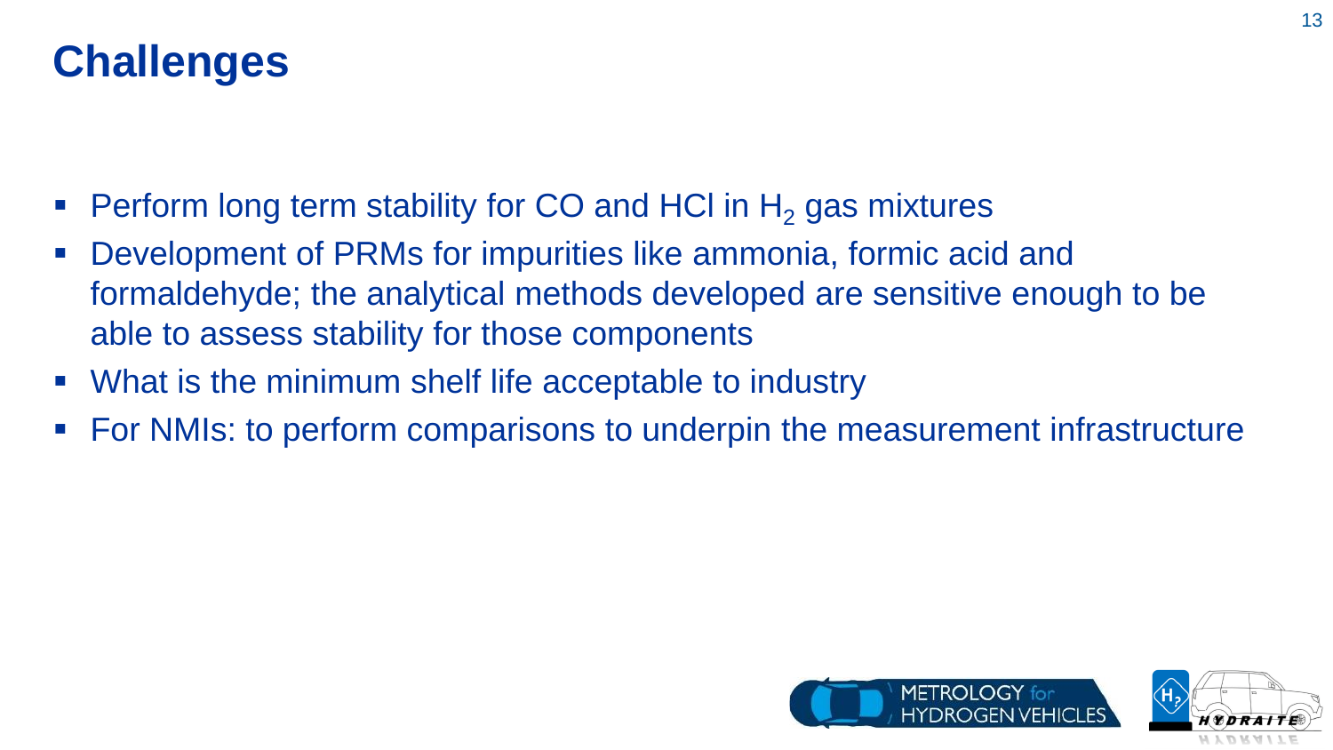# Challenges

- Perform long term stability for CO and HCl in $H_2$ gas mixtures
- Development of PRMs for impurities like ammonia, formic acid and formaldehyde; the analytical methods developed are sensitive enough to be able to assess stability for those components
- What is the minimum shelf life acceptable to industry
- For NMIs: to perform comparisons to underpin the measurement infrastructure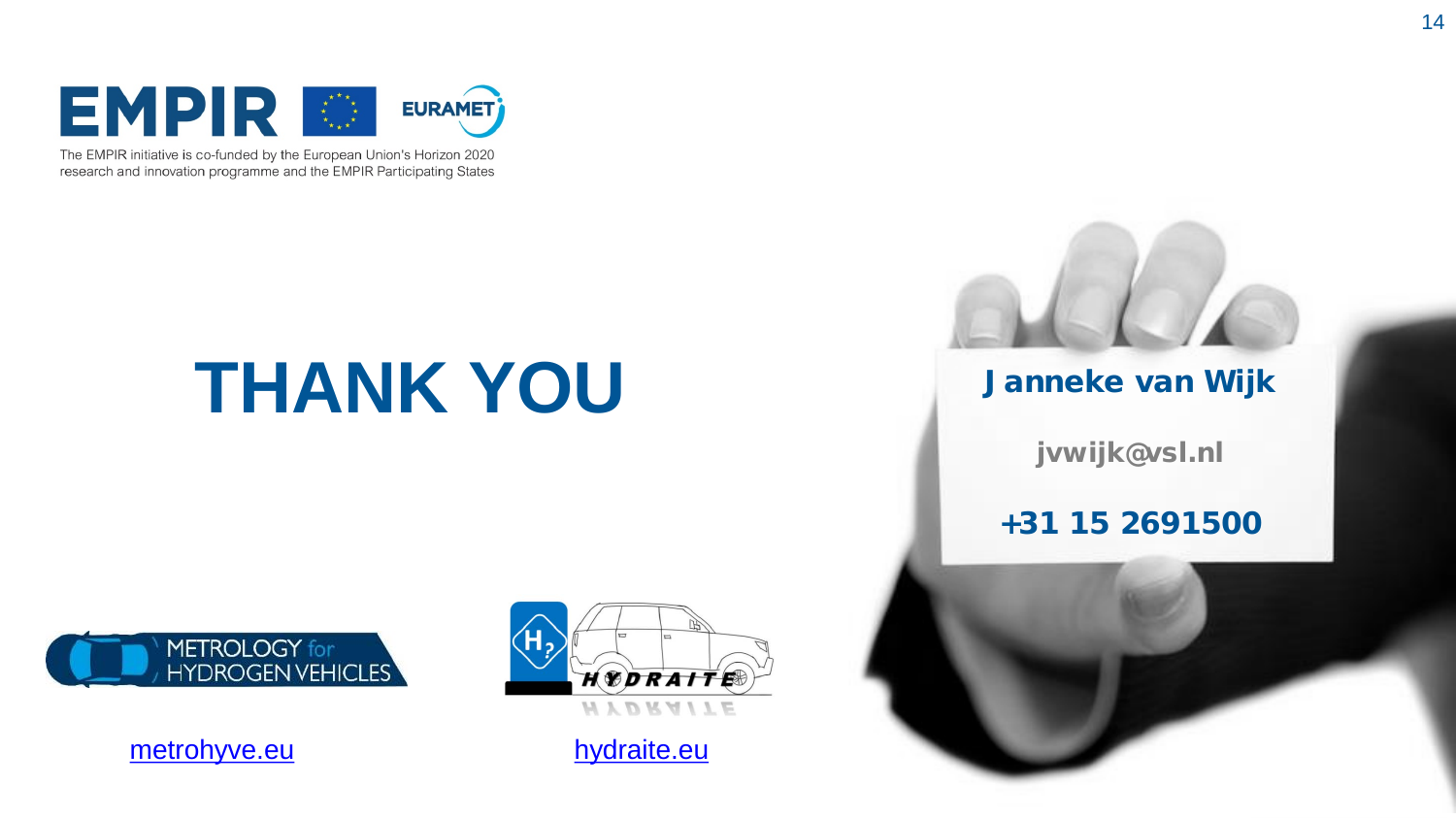The EMPIR initiative is co-funded by the European Union's Horizon 2020 research and innovation programme and the EMPIR Participating States

# THANK YOU

**Janneke van Wijk**

jvwijk@vsl.nl

**+31 15 2691500**

METROLOGY for HYDROGEN VEHICLES

metrohyve.eu

HYDRAITE

hydraite.eu